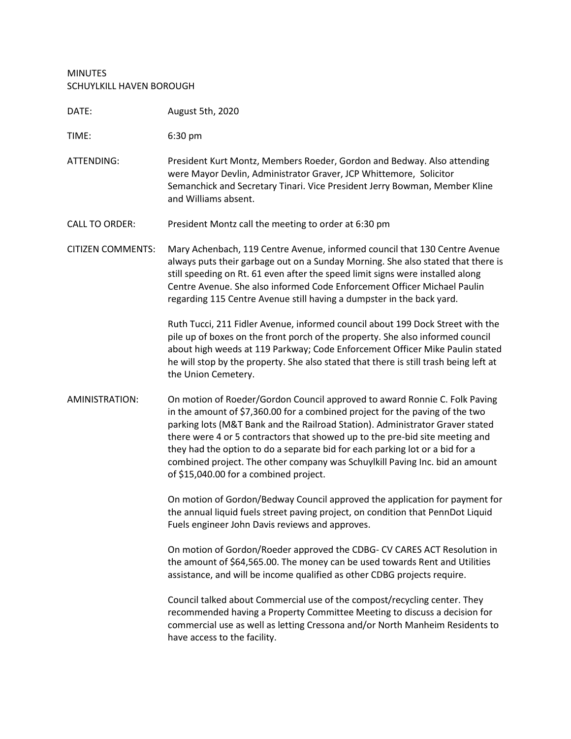MINUTES
SCHUYLKILL HAVEN BOROUGH

DATE: August 5th, 2020

TIME: 6:30 pm

ATTENDING: President Kurt Montz, Members Roeder, Gordon and Bedway. Also attending were Mayor Devlin, Administrator Graver, JCP Whittemore, Solicitor Semanchick and Secretary Tinari. Vice President Jerry Bowman, Member Kline and Williams absent.

CALL TO ORDER: President Montz call the meeting to order at 6:30 pm

CITIZEN COMMENTS: Mary Achenbach, 119 Centre Avenue, informed council that 130 Centre Avenue always puts their garbage out on a Sunday Morning. She also stated that there is still speeding on Rt. 61 even after the speed limit signs were installed along Centre Avenue. She also informed Code Enforcement Officer Michael Paulin regarding 115 Centre Avenue still having a dumpster in the back yard.

Ruth Tucci, 211 Fidler Avenue, informed council about 199 Dock Street with the pile up of boxes on the front porch of the property. She also informed council about high weeds at 119 Parkway; Code Enforcement Officer Mike Paulin stated he will stop by the property. She also stated that there is still trash being left at the Union Cemetery.

AMINISTRATION: On motion of Roeder/Gordon Council approved to award Ronnie C. Folk Paving in the amount of $7,360.00 for a combined project for the paving of the two parking lots (M&T Bank and the Railroad Station). Administrator Graver stated there were 4 or 5 contractors that showed up to the pre-bid site meeting and they had the option to do a separate bid for each parking lot or a bid for a combined project. The other company was Schuylkill Paving Inc. bid an amount of $15,040.00 for a combined project.

On motion of Gordon/Bedway Council approved the application for payment for the annual liquid fuels street paving project, on condition that PennDot Liquid Fuels engineer John Davis reviews and approves.

On motion of Gordon/Roeder approved the CDBG- CV CARES ACT Resolution in the amount of $64,565.00. The money can be used towards Rent and Utilities assistance, and will be income qualified as other CDBG projects require.

Council talked about Commercial use of the compost/recycling center. They recommended having a Property Committee Meeting to discuss a decision for commercial use as well as letting Cressona and/or North Manheim Residents to have access to the facility.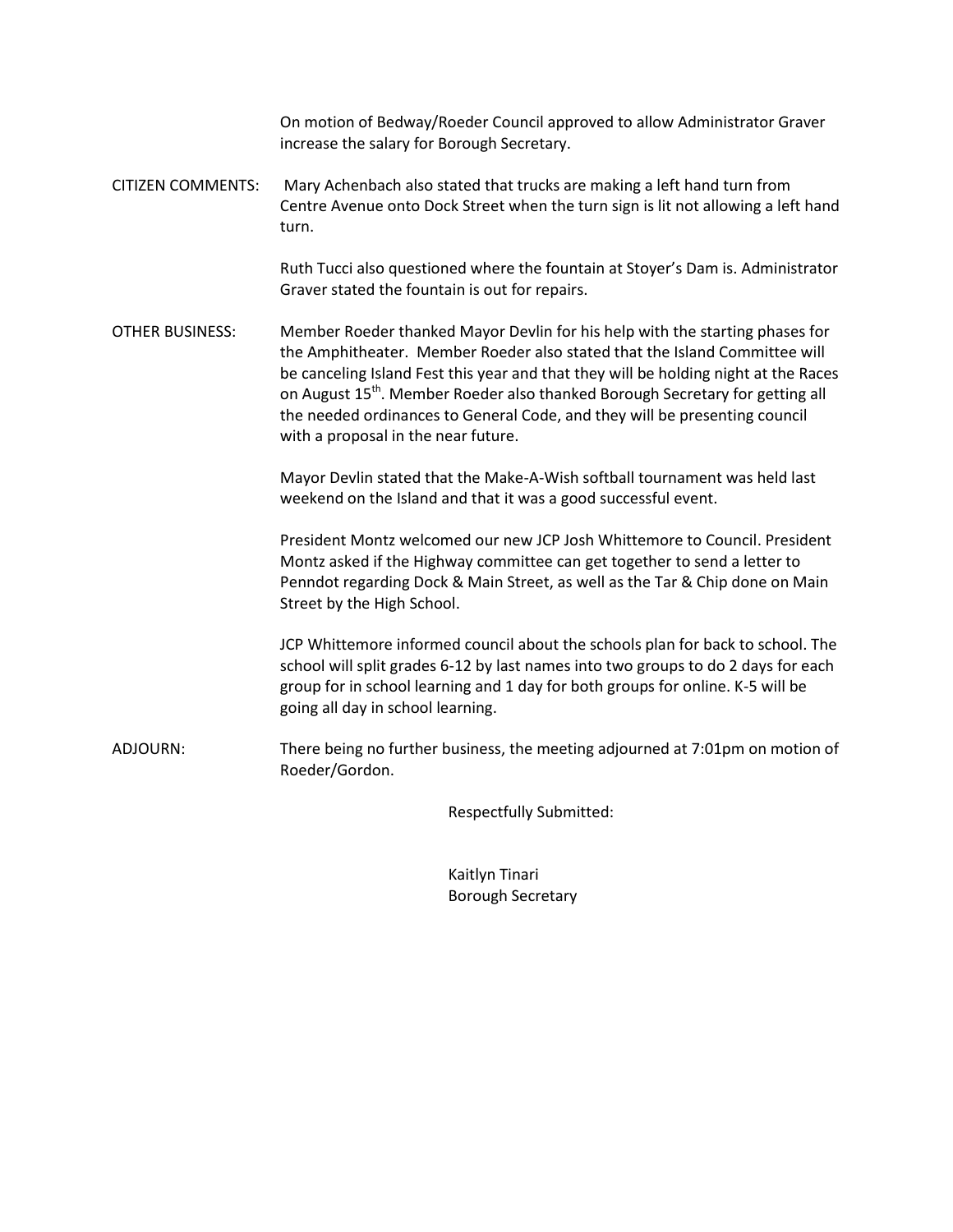On motion of Bedway/Roeder Council approved to allow Administrator Graver increase the salary for Borough Secretary.

CITIZEN COMMENTS: Mary Achenbach also stated that trucks are making a left hand turn from Centre Avenue onto Dock Street when the turn sign is lit not allowing a left hand turn.

Ruth Tucci also questioned where the fountain at Stoyer's Dam is. Administrator Graver stated the fountain is out for repairs.

OTHER BUSINESS: Member Roeder thanked Mayor Devlin for his help with the starting phases for the Amphitheater. Member Roeder also stated that the Island Committee will be canceling Island Fest this year and that they will be holding night at the Races on August 15th. Member Roeder also thanked Borough Secretary for getting all the needed ordinances to General Code, and they will be presenting council with a proposal in the near future.

Mayor Devlin stated that the Make-A-Wish softball tournament was held last weekend on the Island and that it was a good successful event.

President Montz welcomed our new JCP Josh Whittemore to Council. President Montz asked if the Highway committee can get together to send a letter to Penndot regarding Dock & Main Street, as well as the Tar & Chip done on Main Street by the High School.

JCP Whittemore informed council about the schools plan for back to school. The school will split grades 6-12 by last names into two groups to do 2 days for each group for in school learning and 1 day for both groups for online. K-5 will be going all day in school learning.

ADJOURN: There being no further business, the meeting adjourned at 7:01pm on motion of Roeder/Gordon.

Respectfully Submitted:

Kaitlyn Tinari
Borough Secretary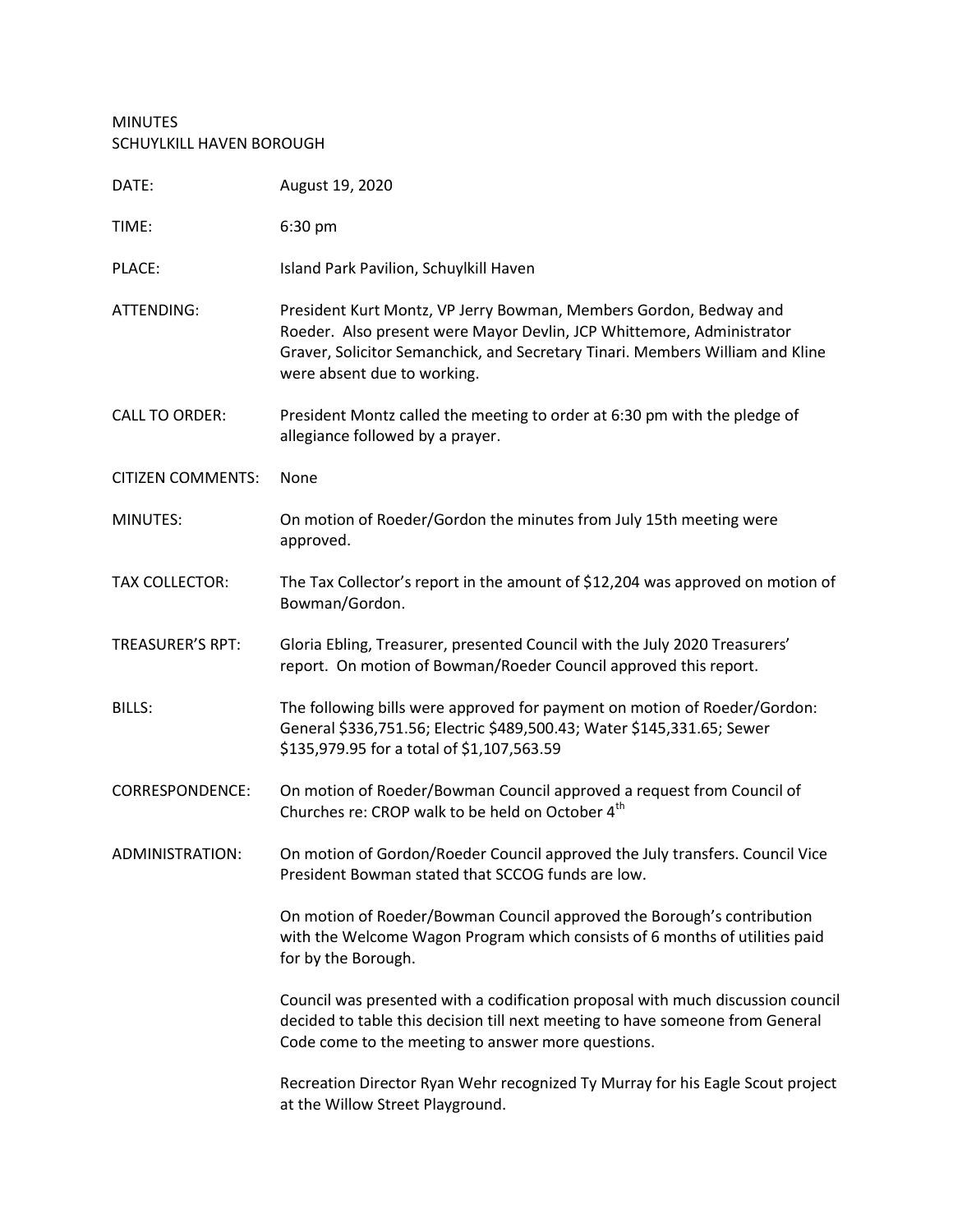MINUTES
SCHUYLKILL HAVEN BOROUGH

| | |
|---|---|
| DATE: | August 19, 2020 |
| TIME: | 6:30 pm |
| PLACE: | Island Park Pavilion, Schuylkill Haven |
| ATTENDING: | President Kurt Montz, VP Jerry Bowman, Members Gordon, Bedway and Roeder. Also present were Mayor Devlin, JCP Whittemore, Administrator Graver, Solicitor Semanchick, and Secretary Tinari. Members William and Kline were absent due to working. |
| CALL TO ORDER: | President Montz called the meeting to order at 6:30 pm with the pledge of allegiance followed by a prayer. |
| CITIZEN COMMENTS: | None |
| MINUTES: | On motion of Roeder/Gordon the minutes from July 15th meeting were approved. |
| TAX COLLECTOR: | The Tax Collector's report in the amount of $12,204 was approved on motion of Bowman/Gordon. |
| TREASURER'S RPT: | Gloria Ebling, Treasurer, presented Council with the July 2020 Treasurers' report. On motion of Bowman/Roeder Council approved this report. |
| BILLS: | The following bills were approved for payment on motion of Roeder/Gordon: General $336,751.56; Electric $489,500.43; Water $145,331.65; Sewer $135,979.95 for a total of $1,107,563.59 |
| CORRESPONDENCE: | On motion of Roeder/Bowman Council approved a request from Council of Churches re: CROP walk to be held on October 4th |
| ADMINISTRATION: | On motion of Gordon/Roeder Council approved the July transfers. Council Vice President Bowman stated that SCCOG funds are low. |

On motion of Roeder/Bowman Council approved the Borough's contribution with the Welcome Wagon Program which consists of 6 months of utilities paid for by the Borough.

Council was presented with a codification proposal with much discussion council decided to table this decision till next meeting to have someone from General Code come to the meeting to answer more questions.

Recreation Director Ryan Wehr recognized Ty Murray for his Eagle Scout project at the Willow Street Playground.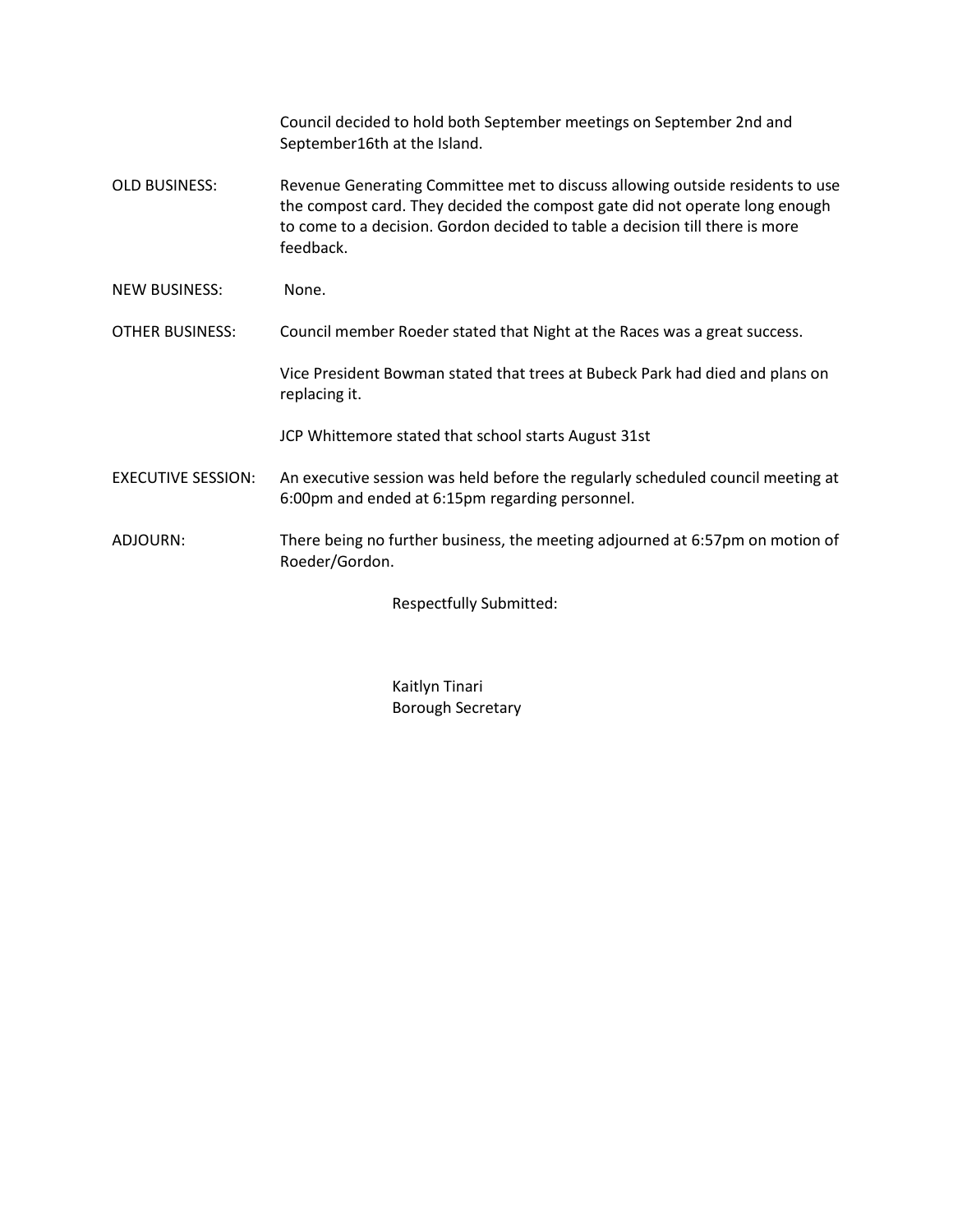Council decided to hold both September meetings on September 2nd and September16th at the Island.

**OLD BUSINESS:** Revenue Generating Committee met to discuss allowing outside residents to use the compost card. They decided the compost gate did not operate long enough to come to a decision. Gordon decided to table a decision till there is more feedback.

**NEW BUSINESS:** None.

**OTHER BUSINESS:** Council member Roeder stated that Night at the Races was a great success.

Vice President Bowman stated that trees at Bubeck Park had died and plans on replacing it.

JCP Whittemore stated that school starts August 31st

**EXECUTIVE SESSION:** An executive session was held before the regularly scheduled council meeting at 6:00pm and ended at 6:15pm regarding personnel.

**ADJOURN:** There being no further business, the meeting adjourned at 6:57pm on motion of Roeder/Gordon.

Respectfully Submitted:

Kaitlyn Tinari
Borough Secretary